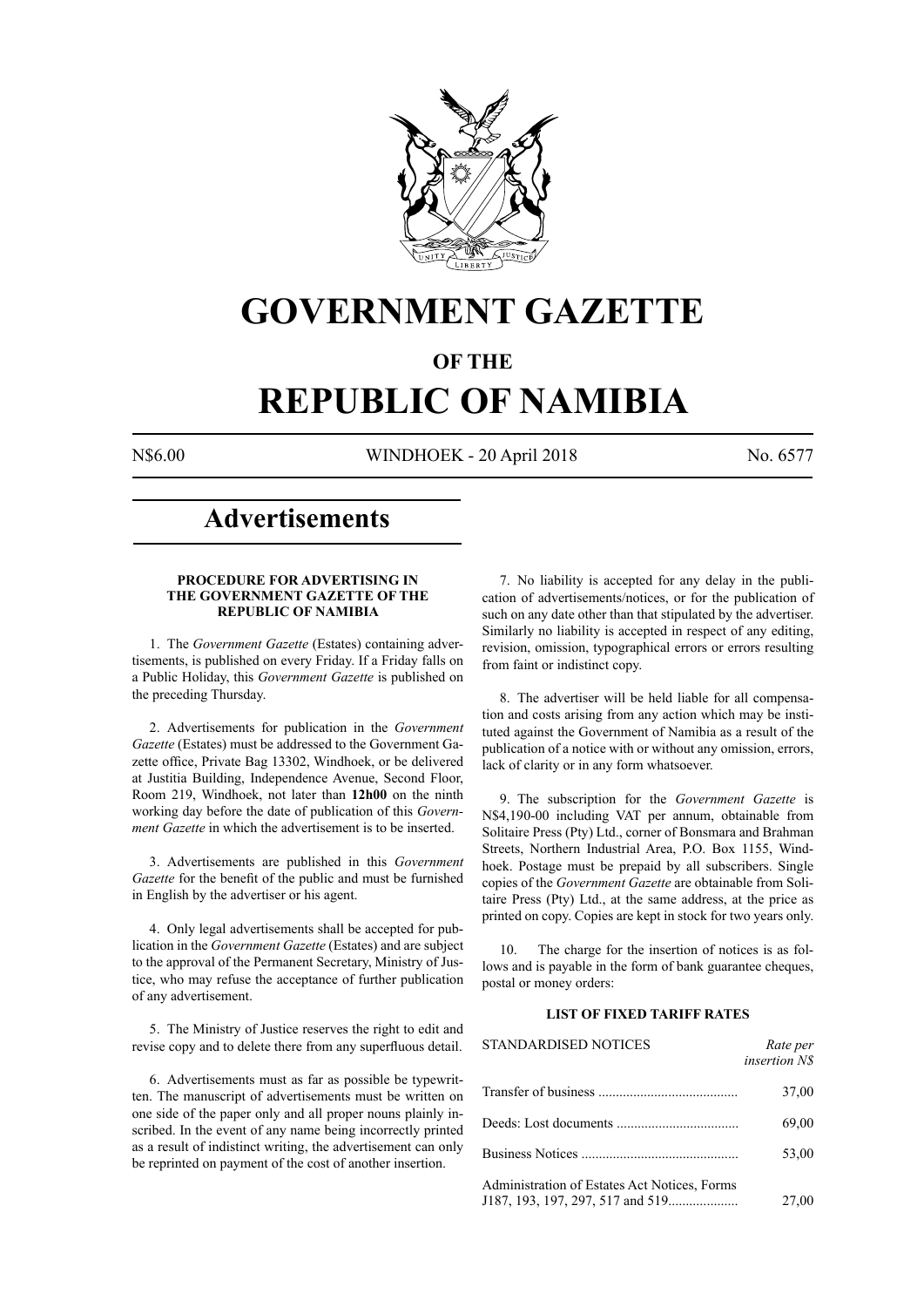# GOVERNMENT GAZETTE

## OF THE

# REPUBLIC OF NAMIBIA

N$6.00 WINDHOEK - 20 April 2018 No. 6577

# Advertisements

### PROCEDURE FOR ADVERTISING IN THE GOVERNMENT GAZETTE OF THE REPUBLIC OF NAMIBIA

1. The *Government Gazette* (Estates) containing advertisements, is published on every Friday. If a Friday falls on a Public Holiday, this *Government Gazette* is published on the preceding Thursday.

2. Advertisements for publication in the *Government Gazette* (Estates) must be addressed to the Government Gazette office, Private Bag 13302, Windhoek, or be delivered at Justitia Building, Independence Avenue, Second Floor, Room 219, Windhoek, not later than **12h00** on the ninth working day before the date of publication of this *Government Gazette* in which the advertisement is to be inserted.

3. Advertisements are published in this *Government Gazette* for the benefit of the public and must be furnished in English by the advertiser or his agent.

4. Only legal advertisements shall be accepted for publication in the *Government Gazette* (Estates) and are subject to the approval of the Permanent Secretary, Ministry of Justice, who may refuse the acceptance of further publication of any advertisement.

5. The Ministry of Justice reserves the right to edit and revise copy and to delete there from any superfluous detail.

6. Advertisements must as far as possible be typewritten. The manuscript of advertisements must be written on one side of the paper only and all proper nouns plainly inscribed. In the event of any name being incorrectly printed as a result of indistinct writing, the advertisement can only be reprinted on payment of the cost of another insertion.

7. No liability is accepted for any delay in the publication of advertisements/notices, or for the publication of such on any date other than that stipulated by the advertiser. Similarly no liability is accepted in respect of any editing, revision, omission, typographical errors or errors resulting from faint or indistinct copy.

8. The advertiser will be held liable for all compensation and costs arising from any action which may be instituted against the Government of Namibia as a result of the publication of a notice with or without any omission, errors, lack of clarity or in any form whatsoever.

9. The subscription for the *Government Gazette* is N$4,190-00 including VAT per annum, obtainable from Solitaire Press (Pty) Ltd., corner of Bonsmara and Brahman Streets, Northern Industrial Area, P.O. Box 1155, Windhoek. Postage must be prepaid by all subscribers. Single copies of the *Government Gazette* are obtainable from Solitaire Press (Pty) Ltd., at the same address, at the price as printed on copy. Copies are kept in stock for two years only.

10. The charge for the insertion of notices is as follows and is payable in the form of bank guarantee cheques, postal or money orders:

### LIST OF FIXED TARIFF RATES

| STANDARDISED NOTICES | *Rate per insertion N$* |
|---|---|
| Transfer of business | 37,00 |
| Deeds: Lost documents | 69,00 |
| Business Notices | 53,00 |
| Administration of Estates Act Notices, Forms J187, 193, 197, 297, 517 and 519 | 27,00 |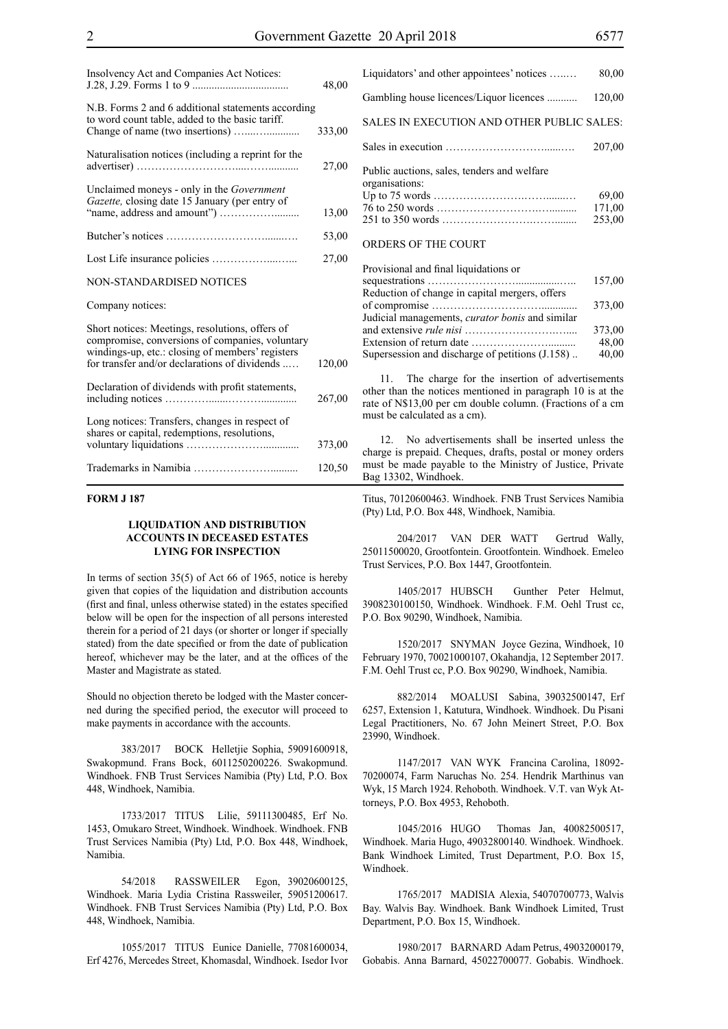| | |
|---|---|
| Insolvency Act and Companies Act Notices: J.28, J.29. Forms 1 to 9 | 48,00 |
| N.B. Forms 2 and 6 additional statements according to word count table, added to the basic tariff. Change of name (two insertions) | 333,00 |
| Naturalisation notices (including a reprint for the advertiser) | 27,00 |
| Unclaimed moneys - only in the *Government Gazette,* closing date 15 January (per entry of "name, address and amount") | 13,00 |
| Butcher's notices | 53,00 |
| Lost Life insurance policies | 27,00 |

NON-STANDARDISED NOTICES

Company notices:

| | |
|---|---|
| Short notices: Meetings, resolutions, offers of compromise, conversions of companies, voluntary windings-up, etc.: closing of members' registers for transfer and/or declarations of dividends | 120,00 |
| Declaration of dividends with profit statements, including notices | 267,00 |
| Long notices: Transfers, changes in respect of shares or capital, redemptions, resolutions, voluntary liquidations | 373,00 |
| Trademarks in Namibia | 120,50 |
| Liquidators' and other appointees' notices | 80,00 |
| Gambling house licences/Liquor licences | 120,00 |

SALES IN EXECUTION AND OTHER PUBLIC SALES:

| | |
|---|---|
| Sales in execution | 207,00 |
| Public auctions, sales, tenders and welfare organisations: | |
| Up to 75 words | 69,00 |
| 76 to 250 words | 171,00 |
| 251 to 350 words | 253,00 |

ORDERS OF THE COURT

| | |
|---|---|
| Provisional and final liquidations or sequestrations | 157,00 |
| Reduction of change in capital mergers, offers of compromise | 373,00 |
| Judicial managements, *curator bonis* and similar and extensive *rule nisi* | 373,00 |
| Extension of return date | 48,00 |
| Supersession and discharge of petitions (J.158) | 40,00 |

11. The charge for the insertion of advertisements other than the notices mentioned in paragraph 10 is at the rate of N$13,00 per cm double column. (Fractions of a cm must be calculated as a cm).

12. No advertisements shall be inserted unless the charge is prepaid. Cheques, drafts, postal or money orders must be made payable to the Ministry of Justice, Private Bag 13302, Windhoek.

**FORM J 187**

**LIQUIDATION AND DISTRIBUTION ACCOUNTS IN DECEASED ESTATES LYING FOR INSPECTION**

In terms of section 35(5) of Act 66 of 1965, notice is hereby given that copies of the liquidation and distribution accounts (first and final, unless otherwise stated) in the estates specified below will be open for the inspection of all persons interested therein for a period of 21 days (or shorter or longer if specially stated) from the date specified or from the date of publication hereof, whichever may be the later, and at the offices of the Master and Magistrate as stated.

Should no objection thereto be lodged with the Master concerned during the specified period, the executor will proceed to make payments in accordance with the accounts.

383/2017 BOCK Helletjie Sophia, 59091600918, Swakopmund. Frans Bock, 6011250200226. Swakopmund. Windhoek. FNB Trust Services Namibia (Pty) Ltd, P.O. Box 448, Windhoek, Namibia.

1733/2017 TITUS Lilie, 59111300485, Erf No. 1453, Omukaro Street, Windhoek. Windhoek. Windhoek. FNB Trust Services Namibia (Pty) Ltd, P.O. Box 448, Windhoek, Namibia.

54/2018 RASSWEILER Egon, 39020600125, Windhoek. Maria Lydia Cristina Rassweiler, 59051200617. Windhoek. FNB Trust Services Namibia (Pty) Ltd, P.O. Box 448, Windhoek, Namibia.

1055/2017 TITUS Eunice Danielle, 77081600034, Erf 4276, Mercedes Street, Khomasdal, Windhoek. Isedor Ivor Titus, 70120600463. Windhoek. FNB Trust Services Namibia (Pty) Ltd, P.O. Box 448, Windhoek, Namibia.

204/2017 VAN DER WATT Gertrud Wally, 25011500020, Grootfontein. Grootfontein. Windhoek. Emeleo Trust Services, P.O. Box 1447, Grootfontein.

1405/2017 HUBSCH Gunther Peter Helmut, 3908230100150, Windhoek. Windhoek. F.M. Oehl Trust cc, P.O. Box 90290, Windhoek, Namibia.

1520/2017 SNYMAN Joyce Gezina, Windhoek, 10 February 1970, 70021000107, Okahandja, 12 September 2017. F.M. Oehl Trust cc, P.O. Box 90290, Windhoek, Namibia.

882/2014 MOALUSI Sabina, 39032500147, Erf 6257, Extension 1, Katutura, Windhoek. Windhoek. Du Pisani Legal Practitioners, No. 67 John Meinert Street, P.O. Box 23990, Windhoek.

1147/2017 VAN WYK Francina Carolina, 18092-70200074, Farm Naruchas No. 254. Hendrik Marthinus van Wyk, 15 March 1924. Rehoboth. Windhoek. V.T. van Wyk Attorneys, P.O. Box 4953, Rehoboth.

1045/2016 HUGO Thomas Jan, 40082500517, Windhoek. Maria Hugo, 49032800140. Windhoek. Windhoek. Bank Windhoek Limited, Trust Department, P.O. Box 15, Windhoek.

1765/2017 MADISIA Alexia, 54070700773, Walvis Bay. Walvis Bay. Windhoek. Bank Windhoek Limited, Trust Department, P.O. Box 15, Windhoek.

1980/2017 BARNARD Adam Petrus, 49032000179, Gobabis. Anna Barnard, 45022700077. Gobabis. Windhoek.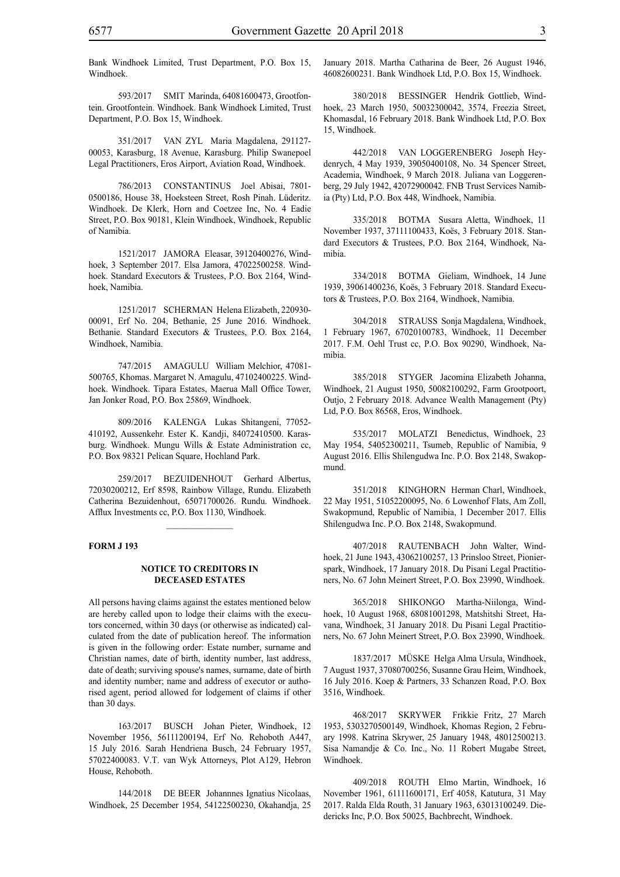Bank Windhoek Limited, Trust Department, P.O. Box 15, Windhoek.

593/2017 SMIT Marinda, 64081600473, Grootfontein. Grootfontein. Windhoek. Bank Windhoek Limited, Trust Department, P.O. Box 15, Windhoek.

351/2017 VAN ZYL Maria Magdalena, 291127-00053, Karasburg, 18 Avenue, Karasburg. Philip Swanepoel Legal Practitioners, Eros Airport, Aviation Road, Windhoek.

786/2013 CONSTANTINUS Joel Abisai, 7801-0500186, House 38, Hoeksteen Street, Rosh Pinah. Lüderitz. Windhoek. De Klerk, Horn and Coetzee Inc, No. 4 Eadie Street, P.O. Box 90181, Klein Windhoek, Windhoek, Republic of Namibia.

1521/2017 JAMORA Eleasar, 39120400276, Windhoek, 3 September 2017. Elsa Jamora, 47022500258. Windhoek. Standard Executors & Trustees, P.O. Box 2164, Windhoek, Namibia.

1251/2017 SCHERMAN Helena Elizabeth, 220930-00091, Erf No. 204, Bethanie, 25 June 2016. Windhoek. Bethanie. Standard Executors & Trustees, P.O. Box 2164, Windhoek, Namibia.

747/2015 AMAGULU William Melchior, 47081-500765, Khomas. Margaret N. Amagulu, 47102400225. Windhoek. Windhoek. Tipara Estates, Maerua Mall Office Tower, Jan Jonker Road, P.O. Box 25869, Windhoek.

809/2016 KALENGA Lukas Shitangeni, 77052-410192, Aussenkehr. Ester K. Kandji, 84072410500. Karasburg. Windhoek. Mungu Wills & Estate Administration cc, P.O. Box 98321 Pelican Square, Hochland Park.

259/2017 BEZUIDENHOUT Gerhard Albertus, 72030200212, Erf 8598, Rainbow Village, Rundu. Elizabeth Catherina Bezuidenhout, 65071700026. Rundu. Windhoek. Afflux Investments cc, P.O. Box 1130, Windhoek.

**FORM J 193**

### NOTICE TO CREDITORS IN DECEASED ESTATES

All persons having claims against the estates mentioned below are hereby called upon to lodge their claims with the executors concerned, within 30 days (or otherwise as indicated) calculated from the date of publication hereof. The information is given in the following order: Estate number, surname and Christian names, date of birth, identity number, last address, date of death; surviving spouse's names, surname, date of birth and identity number; name and address of executor or authorised agent, period allowed for lodgement of claims if other than 30 days.

163/2017 BUSCH Johan Pieter, Windhoek, 12 November 1956, 56111200194, Erf No. Rehoboth A447, 15 July 2016. Sarah Hendriena Busch, 24 February 1957, 57022400083. V.T. van Wyk Attorneys, Plot A129, Hebron House, Rehoboth.

144/2018 DE BEER Johannnes Ignatius Nicolaas, Windhoek, 25 December 1954, 54122500230, Okahandja, 25 January 2018. Martha Catharina de Beer, 26 August 1946, 46082600231. Bank Windhoek Ltd, P.O. Box 15, Windhoek.

380/2018 BESSINGER Hendrik Gottlieb, Windhoek, 23 March 1950, 50032300042, 3574, Freezia Street, Khomasdal, 16 February 2018. Bank Windhoek Ltd, P.O. Box 15, Windhoek.

442/2018 VAN LOGGERENBERG Joseph Heydenrych, 4 May 1939, 39050400108, No. 34 Spencer Street, Academia, Windhoek, 9 March 2018. Juliana van Loggerenberg, 29 July 1942, 42072900042. FNB Trust Services Namibia (Pty) Ltd, P.O. Box 448, Windhoek, Namibia.

335/2018 BOTMA Susara Aletta, Windhoek, 11 November 1937, 37111100433, Koës, 3 February 2018. Standard Executors & Trustees, P.O. Box 2164, Windhoek, Namibia.

334/2018 BOTMA Gieliam, Windhoek, 14 June 1939, 39061400236, Koës, 3 February 2018. Standard Executors & Trustees, P.O. Box 2164, Windhoek, Namibia.

304/2018 STRAUSS Sonja Magdalena, Windhoek, 1 February 1967, 67020100783, Windhoek, 11 December 2017. F.M. Oehl Trust cc, P.O. Box 90290, Windhoek, Namibia.

385/2018 STYGER Jacomina Elizabeth Johanna, Windhoek, 21 August 1950, 50082100292, Farm Grootpoort, Outjo, 2 February 2018. Advance Wealth Management (Pty) Ltd, P.O. Box 86568, Eros, Windhoek.

535/2017 MOLATZI Benedictus, Windhoek, 23 May 1954, 54052300211, Tsumeb, Republic of Namibia, 9 August 2016. Ellis Shilengudwa Inc. P.O. Box 2148, Swakopmund.

351/2018 KINGHORN Herman Charl, Windhoek, 22 May 1951, 51052200095, No. 6 Lowenhof Flats, Am Zoll, Swakopmund, Republic of Namibia, 1 December 2017. Ellis Shilengudwa Inc. P.O. Box 2148, Swakopmund.

407/2018 RAUTENBACH John Walter, Windhoek, 21 June 1943, 43062100257, 13 Prinsloo Street, Pionierspark, Windhoek, 17 January 2018. Du Pisani Legal Practitioners, No. 67 John Meinert Street, P.O. Box 23990, Windhoek.

365/2018 SHIKONGO Martha-Niilonga, Windhoek, 10 August 1968, 68081001298, Matshitshi Street, Havana, Windhoek, 31 January 2018. Du Pisani Legal Practitioners, No. 67 John Meinert Street, P.O. Box 23990, Windhoek.

1837/2017 MÜSKE Helga Alma Ursula, Windhoek, 7 August 1937, 37080700256, Susanne Grau Heim, Windhoek, 16 July 2016. Koep & Partners, 33 Schanzen Road, P.O. Box 3516, Windhoek.

468/2017 SKRYWER Frikkie Fritz, 27 March 1953, 5303270500149, Windhoek, Khomas Region, 2 February 1998. Katrina Skrywer, 25 January 1948, 48012500213. Sisa Namandje & Co. Inc., No. 11 Robert Mugabe Street, Windhoek.

409/2018 ROUTH Elmo Martin, Windhoek, 16 November 1961, 61111600171, Erf 4058, Katutura, 31 May 2017. Ralda Elda Routh, 31 January 1963, 63013100249. Diedericks Inc, P.O. Box 50025, Bachbrecht, Windhoek.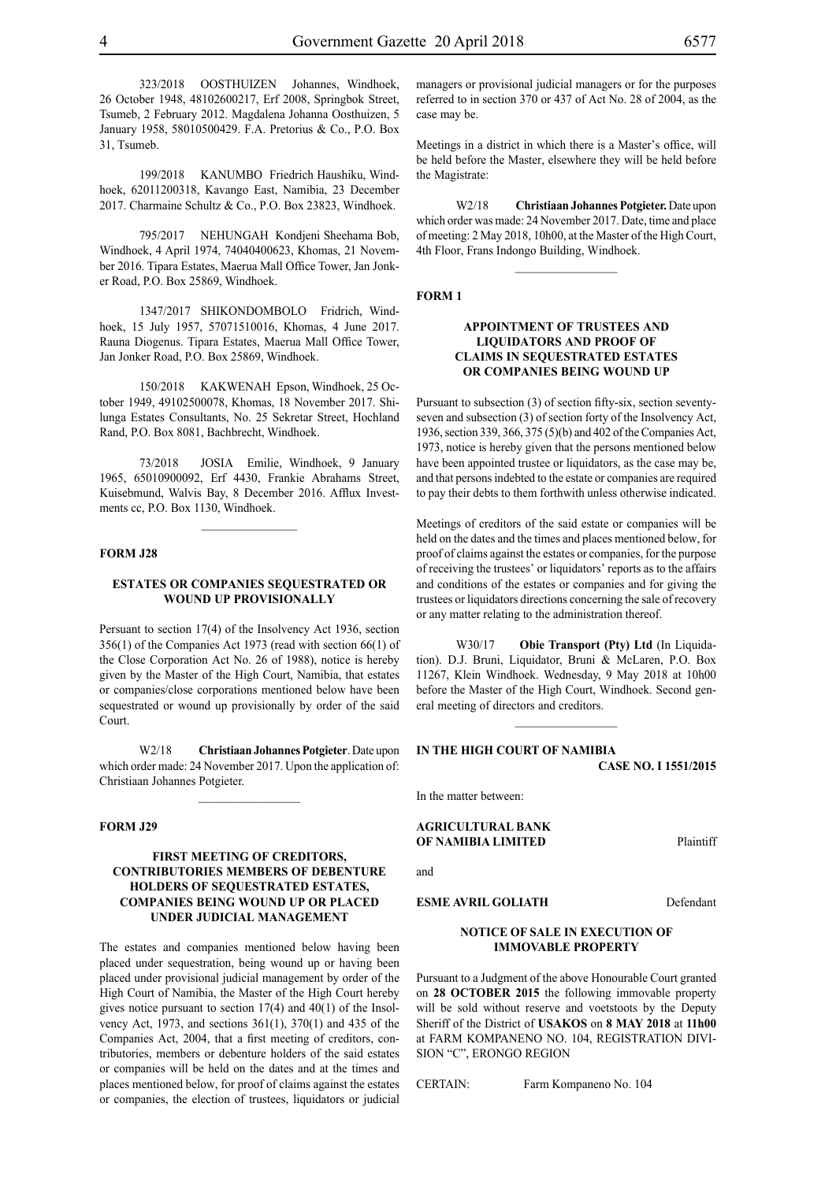323/2018 OOSTHUIZEN Johannes, Windhoek, 26 October 1948, 48102600217, Erf 2008, Springbok Street, Tsumeb, 2 February 2012. Magdalena Johanna Oosthuizen, 5 January 1958, 58010500429. F.A. Pretorius & Co., P.O. Box 31, Tsumeb.

199/2018 KANUMBO Friedrich Haushiku, Windhoek, 62011200318, Kavango East, Namibia, 23 December 2017. Charmaine Schultz & Co., P.O. Box 23823, Windhoek.

795/2017 NEHUNGAH Kondjeni Sheehama Bob, Windhoek, 4 April 1974, 74040400623, Khomas, 21 November 2016. Tipara Estates, Maerua Mall Office Tower, Jan Jonker Road, P.O. Box 25869, Windhoek.

1347/2017 SHIKONDOMBOLO Fridrich, Windhoek, 15 July 1957, 57071510016, Khomas, 4 June 2017. Rauna Diogenus. Tipara Estates, Maerua Mall Office Tower, Jan Jonker Road, P.O. Box 25869, Windhoek.

150/2018 KAKWENAH Epson, Windhoek, 25 October 1949, 49102500078, Khomas, 18 November 2017. Shilunga Estates Consultants, No. 25 Sekretar Street, Hochland Rand, P.O. Box 8081, Bachbrecht, Windhoek.

73/2018 JOSIA Emilie, Windhoek, 9 January 1965, 65010900092, Erf 4430, Frankie Abrahams Street, Kuisebmund, Walvis Bay, 8 December 2016. Afflux Investments cc, P.O. Box 1130, Windhoek.

---

**FORM J28**

### ESTATES OR COMPANIES SEQUESTRATED OR WOUND UP PROVISIONALLY

Persuant to section 17(4) of the Insolvency Act 1936, section 356(1) of the Companies Act 1973 (read with section 66(1) of the Close Corporation Act No. 26 of 1988), notice is hereby given by the Master of the High Court, Namibia, that estates or companies/close corporations mentioned below have been sequestrated or wound up provisionally by order of the said Court.

W2/18 **Christiaan Johannes Potgieter**. Date upon which order made: 24 November 2017. Upon the application of: Christiaan Johannes Potgieter.

---

**FORM J29**

### FIRST MEETING OF CREDITORS, CONTRIBUTORIES MEMBERS OF DEBENTURE HOLDERS OF SEQUESTRATED ESTATES, COMPANIES BEING WOUND UP OR PLACED UNDER JUDICIAL MANAGEMENT

The estates and companies mentioned below having been placed under sequestration, being wound up or having been placed under provisional judicial management by order of the High Court of Namibia, the Master of the High Court hereby gives notice pursuant to section 17(4) and 40(1) of the Insolvency Act, 1973, and sections 361(1), 370(1) and 435 of the Companies Act, 2004, that a first meeting of creditors, contributories, members or debenture holders of the said estates or companies will be held on the dates and at the times and places mentioned below, for proof of claims against the estates or companies, the election of trustees, liquidators or judicial managers or provisional judicial managers or for the purposes referred to in section 370 or 437 of Act No. 28 of 2004, as the case may be.

Meetings in a district in which there is a Master's office, will be held before the Master, elsewhere they will be held before the Magistrate:

W2/18 **Christiaan Johannes Potgieter.** Date upon which order was made: 24 November 2017. Date, time and place of meeting: 2 May 2018, 10h00, at the Master of the High Court, 4th Floor, Frans Indongo Building, Windhoek.

---

**FORM 1**

### APPOINTMENT OF TRUSTEES AND LIQUIDATORS AND PROOF OF CLAIMS IN SEQUESTRATED ESTATES OR COMPANIES BEING WOUND UP

Pursuant to subsection (3) of section fifty-six, section seventy-seven and subsection (3) of section forty of the Insolvency Act, 1936, section 339, 366, 375 (5)(b) and 402 of the Companies Act, 1973, notice is hereby given that the persons mentioned below have been appointed trustee or liquidators, as the case may be, and that persons indebted to the estate or companies are required to pay their debts to them forthwith unless otherwise indicated.

Meetings of creditors of the said estate or companies will be held on the dates and the times and places mentioned below, for proof of claims against the estates or companies, for the purpose of receiving the trustees' or liquidators' reports as to the affairs and conditions of the estates or companies and for giving the trustees or liquidators directions concerning the sale of recovery or any matter relating to the administration thereof.

W30/17 **Obie Transport (Pty) Ltd** (In Liquidation). D.J. Bruni, Liquidator, Bruni & McLaren, P.O. Box 11267, Klein Windhoek. Wednesday, 9 May 2018 at 10h00 before the Master of the High Court, Windhoek. Second general meeting of directors and creditors.

---

**IN THE HIGH COURT OF NAMIBIA**

**CASE NO. I 1551/2015**

In the matter between:

**AGRICULTURAL BANK OF NAMIBIA LIMITED** Plaintiff

and

**ESME AVRIL GOLIATH** Defendant

### NOTICE OF SALE IN EXECUTION OF IMMOVABLE PROPERTY

Pursuant to a Judgment of the above Honourable Court granted on **28 OCTOBER 2015** the following immovable property will be sold without reserve and voetstoots by the Deputy Sheriff of the District of **USAKOS** on **8 MAY 2018** at **11h00** at FARM KOMPANENO NO. 104, REGISTRATION DIVISION "C", ERONGO REGION

CERTAIN: Farm Kompaneno No. 104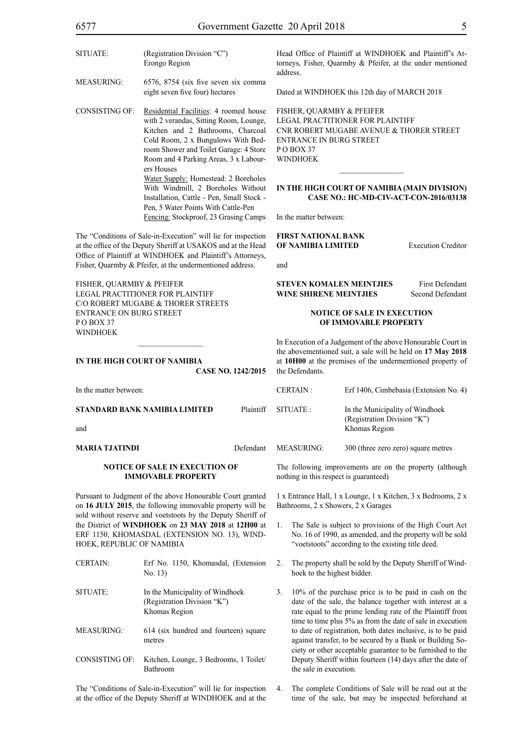| | |
|---|---|
| SITUATE: | (Registration Division "C") Erongo Region |
| MEASURING: | 6576, 8754 (six five seven six comma eight seven five four) hectares |
| CONSISTING OF: | Residential Facilities: 4 roomed house with 2 verandas, Sitting Room, Lounge, Kitchen and 2 Bathrooms, Charcoal Cold Room, 2 x Bungulows With Bedroom Shower and Toilet Garage: 4 Store Room and 4 Parking Areas, 3 x Labourers Houses<br>Water Supply: Homestead: 2 Boreholes With Windmill, 2 Boreholes Without Installation, Cattle - Pen, Small Stock - Pen, 5 Water Points With Cattle-Pen<br>Fencing: Stockproof, 23 Grasing Camps |

The "Conditions of Sale-in-Execution" will lie for inspection at the office of the Deputy Sheriff at USAKOS and at the Head Office of Plaintiff at WINDHOEK and Plaintiff's Attorneys, Fisher, Quarmby & Pfeifer, at the undermentioned address.

FISHER, QUARMBY & PFEIFER
LEGAL PRACTITIONER FOR PLAINTIFF
C/O ROBERT MUGABE & THORER STREETS
ENTRANCE ON BURG STREET
P O BOX 37
WINDHOEK

---

**IN THE HIGH COURT OF NAMIBIA**
**CASE NO. 1242/2015**

In the matter between:

**STANDARD BANK NAMIBIA LIMITED** Plaintiff

and

**MARIA TJATINDI** Defendant

**NOTICE OF SALE IN EXECUTION OF IMMOVABLE PROPERTY**

Pursuant to Judgment of the above Honourable Court granted on **16 JULY 2015**, the following immovable property will be sold without reserve and voetstoots by the Deputy Sheriff of the District of **WINDHOEK** on **23 MAY 2018** at **12H00** at ERF 1150, KHOMASDAL (EXTENSION NO. 13), WINDHOEK, REPUBLIC OF NAMIBIA

| | |
|---|---|
| CERTAIN: | Erf No. 1150, Khomasdal, (Extension No. 13) |
| SITUATE: | In the Municipality of Windhoek (Registration Division "K") Khomas Region |
| MEASURING: | 614 (six hundred and fourteen) square metres |
| CONSISTING OF: | Kitchen, Lounge, 3 Bedrooms, 1 Toilet/Bathroom |

The "Conditions of Sale-in-Execution" will lie for inspection at the office of the Deputy Sheriff at WINDHOEK and at the Head Office of Plaintiff at WINDHOEK and Plaintiff's Attorneys, Fisher, Quarmby & Pfeifer, at the under mentioned address.

Dated at WINDHOEK this 12th day of MARCH 2018

FISHER, QUARMBY & PFEIFER
LEGAL PRACTITIONER FOR PLAINTIFF
CNR ROBERT MUGABE AVENUE & THORER STREET
ENTRANCE IN BURG STREET
P O BOX 37
WINDHOEK

---

**IN THE HIGH COURT OF NAMIBIA (MAIN DIVISION)**
**CASE NO.: HC-MD-CIV-ACT-CON-2016/03138**

In the matter between:

**FIRST NATIONAL BANK OF NAMIBIA LIMITED** Execution Creditor

and

**STEVEN KOMALEN MEINTJIES** First Defendant
**WINE SHIRENE MEINTJIES** Second Defendant

**NOTICE OF SALE IN EXECUTION OF IMMOVABLE PROPERTY**

In Execution of a Judgement of the above Honourable Court in the abovementioned suit, a sale will be held on **17 May 2018** at **10H00** at the premises of the undermentioned property of the Defendants.

| | |
|---|---|
| CERTAIN : | Erf 1406, Cimbebasia (Extension No. 4) |
| SITUATE : | In the Municipality of Windhoek (Registration Division "K") Khomas Region |
| MEASURING: | 300 (three zero zero) square metres |

The following improvements are on the property (although nothing in this respect is guaranteed)

1 x Entrance Hall, 1 x Lounge, 1 x Kitchen, 3 x Bedrooms, 2 x Bathrooms, 2 x Showers, 2 x Garages

1. The Sale is subject to provisions of the High Court Act No. 16 of 1990, as amended, and the property will be sold "voetstoots" according to the existing title deed.
2. The property shall be sold by the Deputy Sheriff of Windhoek to the highest bidder.
3. 10% of the purchase price is to be paid in cash on the date of the sale, the balance together with interest at a rate equal to the prime lending rate of the Plaintiff from time to time plus 5% as from the date of sale in execution to date of registration, both dates inclusive, is to be paid against transfer, to be secured by a Bank or Building Society or other acceptable guarantee to be furnished to the Deputy Sheriff within fourteen (14) days after the date of the sale in execution.
4. The complete Conditions of Sale will be read out at the time of the sale, but may be inspected beforehand at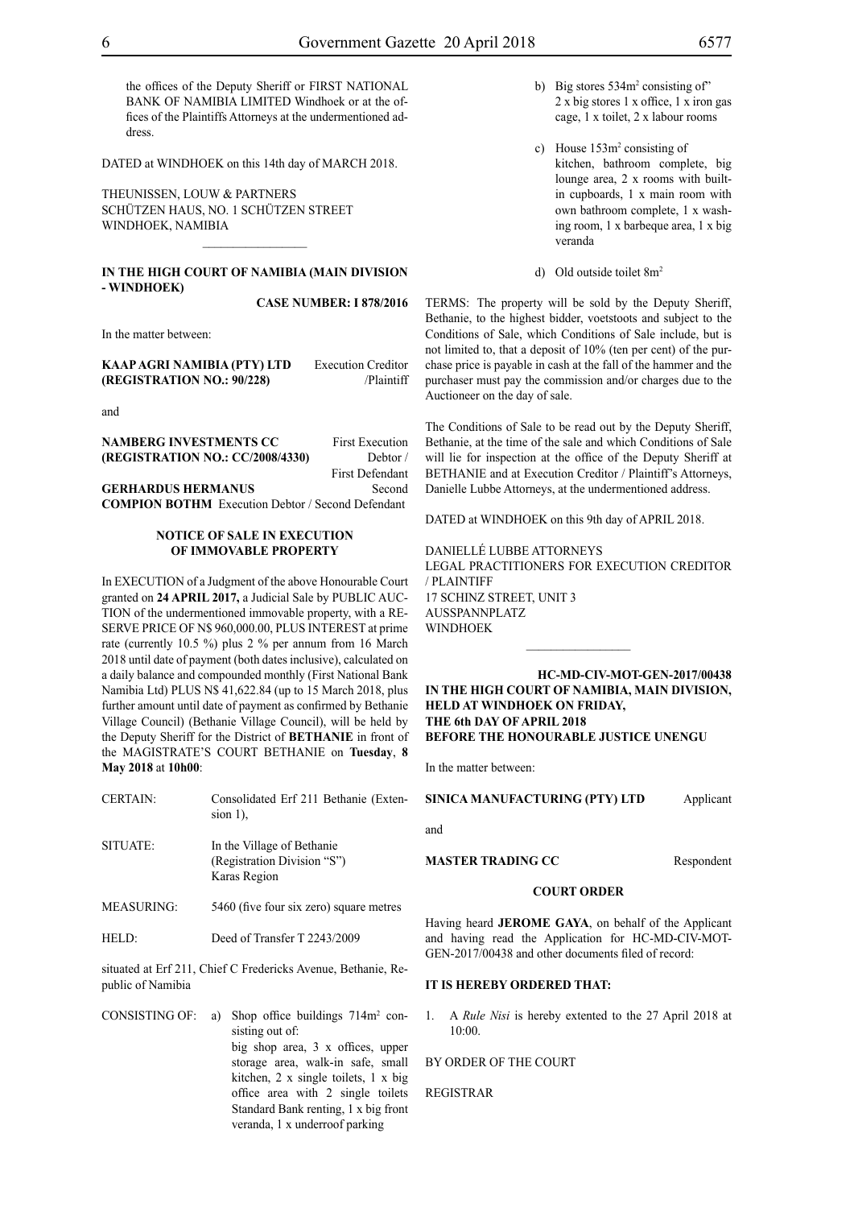the offices of the Deputy Sheriff or FIRST NATIONAL BANK OF NAMIBIA LIMITED Windhoek or at the offices of the Plaintiffs Attorneys at the undermentioned address.

DATED at WINDHOEK on this 14th day of MARCH 2018.

THEUNISSEN, LOUW & PARTNERS
SCHÜTZEN HAUS, NO. 1 SCHÜTZEN STREET
WINDHOEK, NAMIBIA

---

**IN THE HIGH COURT OF NAMIBIA (MAIN DIVISION - WINDHOEK)**

**CASE NUMBER: I 878/2016**

In the matter between:

**KAAP AGRI NAMIBIA (PTY) LTD (REGISTRATION NO.: 90/228)** Execution Creditor /Plaintiff

and

**NAMBERG INVESTMENTS CC (REGISTRATION NO.: CC/2008/4330)** First Execution Debtor / First Defendant

**GERHARDUS HERMANUS COMPION BOTHM** Second Execution Debtor / Second Defendant

**NOTICE OF SALE IN EXECUTION OF IMMOVABLE PROPERTY**

In EXECUTION of a Judgment of the above Honourable Court granted on **24 APRIL 2017,** a Judicial Sale by PUBLIC AUCTION of the undermentioned immovable property, with a RESERVE PRICE OF N$ 960,000.00, PLUS INTEREST at prime rate (currently 10.5 %) plus 2 % per annum from 16 March 2018 until date of payment (both dates inclusive), calculated on a daily balance and compounded monthly (First National Bank Namibia Ltd) PLUS N$ 41,622.84 (up to 15 March 2018, plus further amount until date of payment as confirmed by Bethanie Village Council) (Bethanie Village Council), will be held by the Deputy Sheriff for the District of **BETHANIE** in front of the MAGISTRATE'S COURT BETHANIE on **Tuesday**, **8 May 2018** at **10h00**:

CERTAIN: Consolidated Erf 211 Bethanie (Extension 1),

SITUATE: In the Village of Bethanie (Registration Division "S") Karas Region

MEASURING: 5460 (five four six zero) square metres

HELD: Deed of Transfer T 2243/2009

situated at Erf 211, Chief C Fredericks Avenue, Bethanie, Republic of Namibia

CONSISTING OF:

a) Shop office buildings 714m² consisting out of: big shop area, 3 x offices, upper storage area, walk-in safe, small kitchen, 2 x single toilets, 1 x big office area with 2 single toilets Standard Bank renting, 1 x big front veranda, 1 x underroof parking

b) Big stores 534m² consisting of" 2 x big stores 1 x office, 1 x iron gas cage, 1 x toilet, 2 x labour rooms

c) House 153m² consisting of kitchen, bathroom complete, big lounge area, 2 x rooms with built-in cupboards, 1 x main room with own bathroom complete, 1 x washing room, 1 x barbeque area, 1 x big veranda

d) Old outside toilet 8m²

TERMS: The property will be sold by the Deputy Sheriff, Bethanie, to the highest bidder, voetstoots and subject to the Conditions of Sale, which Conditions of Sale include, but is not limited to, that a deposit of 10% (ten per cent) of the purchase price is payable in cash at the fall of the hammer and the purchaser must pay the commission and/or charges due to the Auctioneer on the day of sale.

The Conditions of Sale to be read out by the Deputy Sheriff, Bethanie, at the time of the sale and which Conditions of Sale will lie for inspection at the office of the Deputy Sheriff at BETHANIE and at Execution Creditor / Plaintiff's Attorneys, Danielle Lubbe Attorneys, at the undermentioned address.

DATED at WINDHOEK on this 9th day of APRIL 2018.

DANIELLÉ LUBBE ATTORNEYS
LEGAL PRACTITIONERS FOR EXECUTION CREDITOR / PLAINTIFF
17 SCHINZ STREET, UNIT 3
AUSSPANNPLATZ
WINDHOEK

---

**HC-MD-CIV-MOT-GEN-2017/00438**

**IN THE HIGH COURT OF NAMIBIA, MAIN DIVISION, HELD AT WINDHOEK ON FRIDAY, THE 6th DAY OF APRIL 2018 BEFORE THE HONOURABLE JUSTICE UNENGU**

In the matter between:

**SINICA MANUFACTURING (PTY) LTD** Applicant

and

**MASTER TRADING CC** Respondent

**COURT ORDER**

Having heard **JEROME GAYA**, on behalf of the Applicant and having read the Application for HC-MD-CIV-MOT-GEN-2017/00438 and other documents filed of record:

**IT IS HEREBY ORDERED THAT:**

1. A *Rule Nisi* is hereby extented to the 27 April 2018 at 10:00.

BY ORDER OF THE COURT

REGISTRAR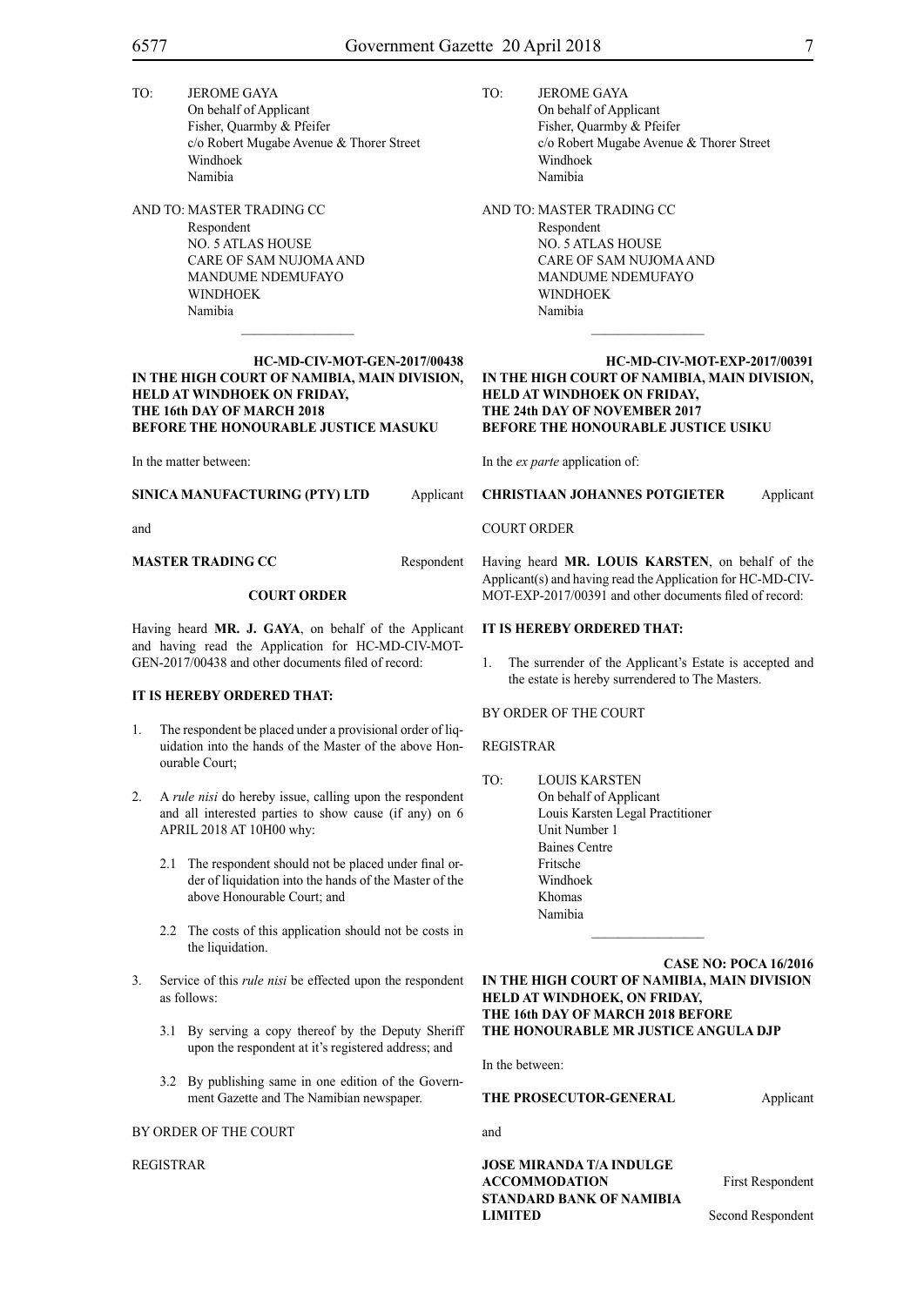TO: JEROME GAYA
On behalf of Applicant
Fisher, Quarmby & Pfeifer
c/o Robert Mugabe Avenue & Thorer Street
Windhoek
Namibia

AND TO: MASTER TRADING CC
Respondent
NO. 5 ATLAS HOUSE
CARE OF SAM NUJOMA AND
MANDUME NDEMUFAYO
WINDHOEK
Namibia

________________

**HC-MD-CIV-MOT-GEN-2017/00438**
**IN THE HIGH COURT OF NAMIBIA, MAIN DIVISION, HELD AT WINDHOEK ON FRIDAY, THE 16th DAY OF MARCH 2018 BEFORE THE HONOURABLE JUSTICE MASUKU**

In the matter between:

**SINICA MANUFACTURING (PTY) LTD** Applicant

and

**MASTER TRADING CC** Respondent

**COURT ORDER**

Having heard **MR. J. GAYA**, on behalf of the Applicant and having read the Application for HC-MD-CIV-MOT-GEN-2017/00438 and other documents filed of record:

**IT IS HEREBY ORDERED THAT:**

1. The respondent be placed under a provisional order of liquidation into the hands of the Master of the above Honourable Court;

2. A *rule nisi* do hereby issue, calling upon the respondent and all interested parties to show cause (if any) on 6 APRIL 2018 AT 10H00 why:

   2.1 The respondent should not be placed under final order of liquidation into the hands of the Master of the above Honourable Court; and

   2.2 The costs of this application should not be costs in the liquidation.

3. Service of this *rule nisi* be effected upon the respondent as follows:

   3.1 By serving a copy thereof by the Deputy Sheriff upon the respondent at it's registered address; and

   3.2 By publishing same in one edition of the Government Gazette and The Namibian newspaper.

BY ORDER OF THE COURT

REGISTRAR

TO: JEROME GAYA
On behalf of Applicant
Fisher, Quarmby & Pfeifer
c/o Robert Mugabe Avenue & Thorer Street
Windhoek
Namibia

AND TO: MASTER TRADING CC
Respondent
NO. 5 ATLAS HOUSE
CARE OF SAM NUJOMA AND
MANDUME NDEMUFAYO
WINDHOEK
Namibia

________________

**HC-MD-CIV-MOT-EXP-2017/00391**
**IN THE HIGH COURT OF NAMIBIA, MAIN DIVISION, HELD AT WINDHOEK ON FRIDAY, THE 24th DAY OF NOVEMBER 2017 BEFORE THE HONOURABLE JUSTICE USIKU**

In the *ex parte* application of:

**CHRISTIAAN JOHANNES POTGIETER** Applicant

COURT ORDER

Having heard **MR. LOUIS KARSTEN**, on behalf of the Applicant(s) and having read the Application for HC-MD-CIV-MOT-EXP-2017/00391 and other documents filed of record:

**IT IS HEREBY ORDERED THAT:**

1. The surrender of the Applicant's Estate is accepted and the estate is hereby surrendered to The Masters.

BY ORDER OF THE COURT

REGISTRAR

TO: LOUIS KARSTEN
On behalf of Applicant
Louis Karsten Legal Practitioner
Unit Number 1
Baines Centre
Fritsche
Windhoek
Khomas
Namibia

________________

**CASE NO: POCA 16/2016**
**IN THE HIGH COURT OF NAMIBIA, MAIN DIVISION HELD AT WINDHOEK, ON FRIDAY, THE 16th DAY OF MARCH 2018 BEFORE THE HONOURABLE MR JUSTICE ANGULA DJP**

In the between:

**THE PROSECUTOR-GENERAL** Applicant

and

**JOSE MIRANDA T/A INDULGE ACCOMMODATION** First Respondent
**STANDARD BANK OF NAMIBIA LIMITED** Second Respondent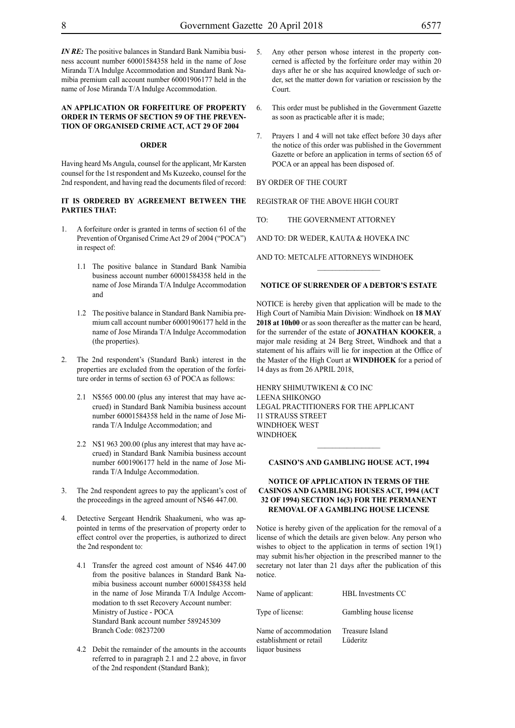***IN RE:*** The positive balances in Standard Bank Namibia business account number 60001584358 held in the name of Jose Miranda T/A Indulge Accommodation and Standard Bank Namibia premium call account number 60001906177 held in the name of Jose Miranda T/A Indulge Accommodation.

**AN APPLICATION OR FORFEITURE OF PROPERTY ORDER IN TERMS OF SECTION 59 OF THE PREVENTION OF ORGANISED CRIME ACT, ACT 29 OF 2004**

**ORDER**

Having heard Ms Angula, counsel for the applicant, Mr Karsten counsel for the 1st respondent and Ms Kuzeeko, counsel for the 2nd respondent, and having read the documents filed of record:

**IT IS ORDERED BY AGREEMENT BETWEEN THE PARTIES THAT:**

1. A forfeiture order is granted in terms of section 61 of the Prevention of Organised Crime Act 29 of 2004 ("POCA") in respect of:

   1.1 The positive balance in Standard Bank Namibia business account number 60001584358 held in the name of Jose Miranda T/A Indulge Accommodation and

   1.2 The positive balance in Standard Bank Namibia premium call account number 60001906177 held in the name of Jose Miranda T/A Indulge Accommodation (the properties).

2. The 2nd respondent's (Standard Bank) interest in the properties are excluded from the operation of the forfeiture order in terms of section 63 of POCA as follows:

   2.1 N$565 000.00 (plus any interest that may have accrued) in Standard Bank Namibia business account number 60001584358 held in the name of Jose Miranda T/A Indulge Accommodation; and

   2.2 N$1 963 200.00 (plus any interest that may have accrued) in Standard Bank Namibia business account number 6001906177 held in the name of Jose Miranda T/A Indulge Accommodation.

3. The 2nd respondent agrees to pay the applicant's cost of the proceedings in the agreed amount of N$46 447.00.

4. Detective Sergeant Hendrik Shaakumeni, who was appointed in terms of the preservation of property order to effect control over the properties, is authorized to direct the 2nd respondent to:

   4.1 Transfer the agreed cost amount of N$46 447.00 from the positive balances in Standard Bank Namibia business account number 60001584358 held in the name of Jose Miranda T/A Indulge Accommodation to th sset Recovery Account number:
   Ministry of Justice - POCA
   Standard Bank account number 589245309
   Branch Code: 08237200

   4.2 Debit the remainder of the amounts in the accounts referred to in paragraph 2.1 and 2.2 above, in favor of the 2nd respondent (Standard Bank);

5. Any other person whose interest in the property concerned is affected by the forfeiture order may within 20 days after he or she has acquired knowledge of such order, set the matter down for variation or rescission by the Court.

6. This order must be published in the Government Gazette as soon as practicable after it is made;

7. Prayers 1 and 4 will not take effect before 30 days after the notice of this order was published in the Government Gazette or before an application in terms of section 65 of POCA or an appeal has been disposed of.

BY ORDER OF THE COURT

REGISTRAR OF THE ABOVE HIGH COURT

TO: THE GOVERNMENT ATTORNEY

AND TO: DR WEDER, KAUTA & HOVEKA INC

AND TO: METCALFE ATTORNEYS WINDHOEK

________________

**NOTICE OF SURRENDER OF A DEBTOR'S ESTATE**

NOTICE is hereby given that application will be made to the High Court of Namibia Main Division: Windhoek on **18 MAY 2018 at 10h00** or as soon thereafter as the matter can be heard, for the surrender of the estate of **JONATHAN KOOKER**, a major male residing at 24 Berg Street, Windhoek and that a statement of his affairs will lie for inspection at the Office of the Master of the High Court at **WINDHOEK** for a period of 14 days as from 26 APRIL 2018,

HENRY SHIMUTWIKENI & CO INC
LEENA SHIKONGO
LEGAL PRACTITIONERS FOR THE APPLICANT
11 STRAUSS STREET
WINDHOEK WEST
WINDHOEK

________________

**CASINO'S AND GAMBLING HOUSE ACT, 1994**

**NOTICE OF APPLICATION IN TERMS OF THE CASINOS AND GAMBLING HOUSES ACT, 1994 (ACT 32 OF 1994) SECTION 16(3) FOR THE PERMANENT REMOVAL OF A GAMBLING HOUSE LICENSE**

Notice is hereby given of the application for the removal of a license of which the details are given below. Any person who wishes to object to the application in terms of section 19(1) may submit his/her objection in the prescribed manner to the secretary not later than 21 days after the publication of this notice.

| | |
|---|---|
| Name of applicant: | HBL Investments CC |
| Type of license: | Gambling house license |
| Name of accommodation establishment or retail liquor business | Treasure Island Lüderitz |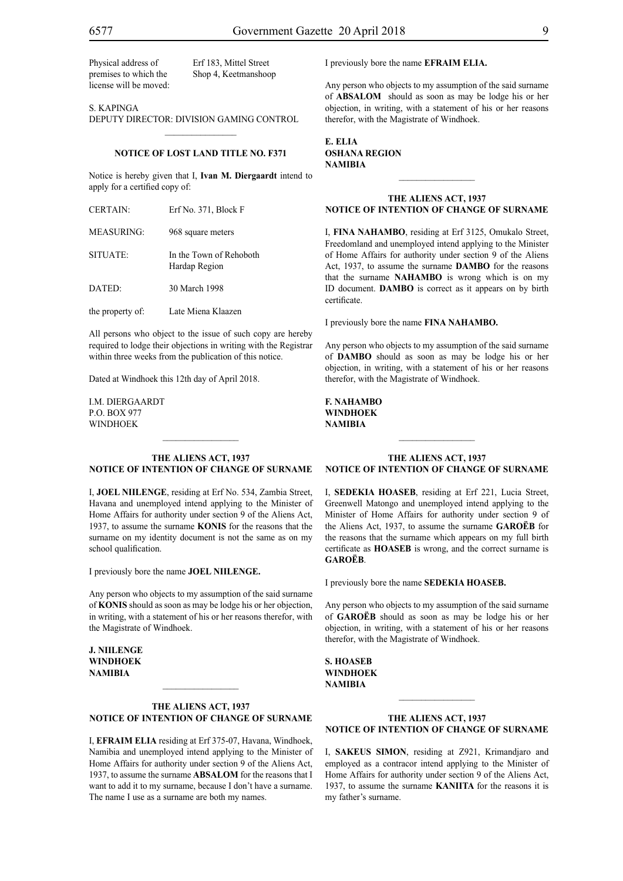| | |
|---|---|
| Physical address of premises to which the license will be moved: | Erf 183, Mittel Street Shop 4, Keetmanshoop |

S. KAPINGA
DEPUTY DIRECTOR: DIVISION GAMING CONTROL

## NOTICE OF LOST LAND TITLE NO. F371

Notice is hereby given that I, **Ivan M. Diergaardt** intend to apply for a certified copy of:

| | |
|---|---|
| CERTAIN: | Erf No. 371, Block F |
| MEASURING: | 968 square meters |
| SITUATE: | In the Town of Rehoboth Hardap Region |
| DATED: | 30 March 1998 |
| the property of: | Late Miena Klaazen |

All persons who object to the issue of such copy are hereby required to lodge their objections in writing with the Registrar within three weeks from the publication of this notice.

Dated at Windhoek this 12th day of April 2018.

I.M. DIERGAARDT
P.O. BOX 977
WINDHOEK

## THE ALIENS ACT, 1937
## NOTICE OF INTENTION OF CHANGE OF SURNAME

I, **JOEL NIILENGE**, residing at Erf No. 534, Zambia Street, Havana and unemployed intend applying to the Minister of Home Affairs for authority under section 9 of the Aliens Act, 1937, to assume the surname **KONIS** for the reasons that the surname on my identity document is not the same as on my school qualification.

I previously bore the name **JOEL NIILENGE.**

Any person who objects to my assumption of the said surname of **KONIS** should as soon as may be lodge his or her objection, in writing, with a statement of his or her reasons therefor, with the Magistrate of Windhoek.

**J. NIILENGE**
**WINDHOEK**
**NAMIBIA**

## THE ALIENS ACT, 1937
## NOTICE OF INTENTION OF CHANGE OF SURNAME

I, **EFRAIM ELIA** residing at Erf 375-07, Havana, Windhoek, Namibia and unemployed intend applying to the Minister of Home Affairs for authority under section 9 of the Aliens Act, 1937, to assume the surname **ABSALOM** for the reasons that I want to add it to my surname, because I don't have a surname. The name I use as a surname are both my names.

I previously bore the name **EFRAIM ELIA.**

Any person who objects to my assumption of the said surname of **ABSALOM** should as soon as may be lodge his or her objection, in writing, with a statement of his or her reasons therefor, with the Magistrate of Windhoek.

**E. ELIA**
**OSHANA REGION**
**NAMIBIA**

## THE ALIENS ACT, 1937
## NOTICE OF INTENTION OF CHANGE OF SURNAME

I, **FINA NAHAMBO**, residing at Erf 3125, Omukalo Street, Freedomland and unemployed intend applying to the Minister of Home Affairs for authority under section 9 of the Aliens Act, 1937, to assume the surname **DAMBO** for the reasons that the surname **NAHAMBO** is wrong which is on my ID document. **DAMBO** is correct as it appears on by birth certificate.

I previously bore the name **FINA NAHAMBO.**

Any person who objects to my assumption of the said surname of **DAMBO** should as soon as may be lodge his or her objection, in writing, with a statement of his or her reasons therefor, with the Magistrate of Windhoek.

**F. NAHAMBO**
**WINDHOEK**
**NAMIBIA**

## THE ALIENS ACT, 1937
## NOTICE OF INTENTION OF CHANGE OF SURNAME

I, **SEDEKIA HOASEB**, residing at Erf 221, Lucia Street, Greenwell Matongo and unemployed intend applying to the Minister of Home Affairs for authority under section 9 of the Aliens Act, 1937, to assume the surname **GAROËB** for the reasons that the surname which appears on my full birth certificate as **HOASEB** is wrong, and the correct surname is **GAROËB**.

I previously bore the name **SEDEKIA HOASEB.**

Any person who objects to my assumption of the said surname of **GAROËB** should as soon as may be lodge his or her objection, in writing, with a statement of his or her reasons therefor, with the Magistrate of Windhoek.

**S. HOASEB**
**WINDHOEK**
**NAMIBIA**

## THE ALIENS ACT, 1937
## NOTICE OF INTENTION OF CHANGE OF SURNAME

I, **SAKEUS SIMON**, residing at Z921, Krimandjaro and employed as a contracor intend applying to the Minister of Home Affairs for authority under section 9 of the Aliens Act, 1937, to assume the surname **KANIITA** for the reasons it is my father's surname.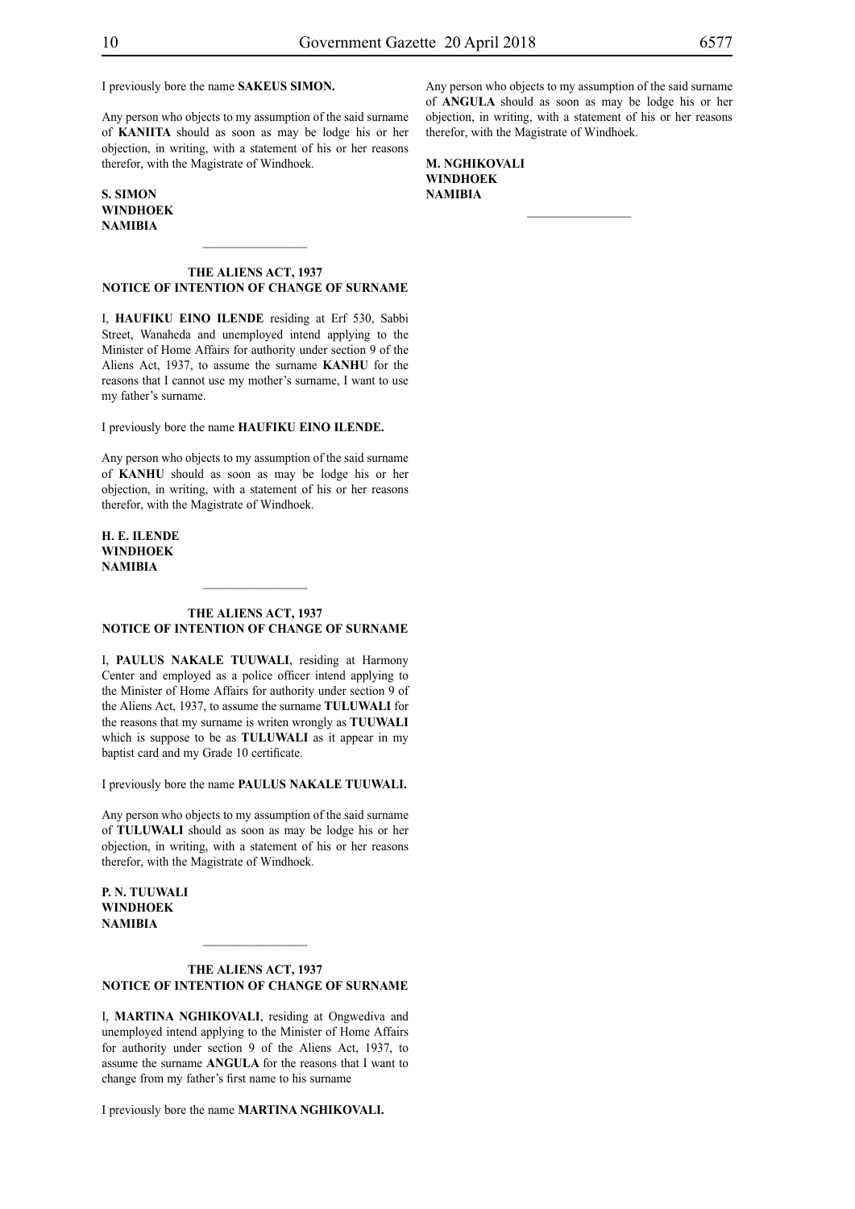I previously bore the name **SAKEUS SIMON.**

Any person who objects to my assumption of the said surname of **KANIITA** should as soon as may be lodge his or her objection, in writing, with a statement of his or her reasons therefor, with the Magistrate of Windhoek.

**S. SIMON**
**WINDHOEK**
**NAMIBIA**

---

**THE ALIENS ACT, 1937**
**NOTICE OF INTENTION OF CHANGE OF SURNAME**

I, **HAUFIKU EINO ILENDE** residing at Erf 530, Sabbi Street, Wanaheda and unemployed intend applying to the Minister of Home Affairs for authority under section 9 of the Aliens Act, 1937, to assume the surname **KANHU** for the reasons that I cannot use my mother's surname, I want to use my father's surname.

I previously bore the name **HAUFIKU EINO ILENDE.**

Any person who objects to my assumption of the said surname of **KANHU** should as soon as may be lodge his or her objection, in writing, with a statement of his or her reasons therefor, with the Magistrate of Windhoek.

**H. E. ILENDE**
**WINDHOEK**
**NAMIBIA**

---

**THE ALIENS ACT, 1937**
**NOTICE OF INTENTION OF CHANGE OF SURNAME**

I, **PAULUS NAKALE TUUWALI**, residing at Harmony Center and employed as a police officer intend applying to the Minister of Home Affairs for authority under section 9 of the Aliens Act, 1937, to assume the surname **TULUWALI** for the reasons that my surname is writen wrongly as **TUUWALI** which is suppose to be as **TULUWALI** as it appear in my baptist card and my Grade 10 certificate.

I previously bore the name **PAULUS NAKALE TUUWALI.**

Any person who objects to my assumption of the said surname of **TULUWALI** should as soon as may be lodge his or her objection, in writing, with a statement of his or her reasons therefor, with the Magistrate of Windhoek.

**P. N. TUUWALI**
**WINDHOEK**
**NAMIBIA**

---

**THE ALIENS ACT, 1937**
**NOTICE OF INTENTION OF CHANGE OF SURNAME**

I, **MARTINA NGHIKOVALI**, residing at Ongwediva and unemployed intend applying to the Minister of Home Affairs for authority under section 9 of the Aliens Act, 1937, to assume the surname **ANGULA** for the reasons that I want to change from my father's first name to his surname

I previously bore the name **MARTINA NGHIKOVALI.**

Any person who objects to my assumption of the said surname of **ANGULA** should as soon as may be lodge his or her objection, in writing, with a statement of his or her reasons therefor, with the Magistrate of Windhoek.

**M. NGHIKOVALI**
**WINDHOEK**
**NAMIBIA**

---